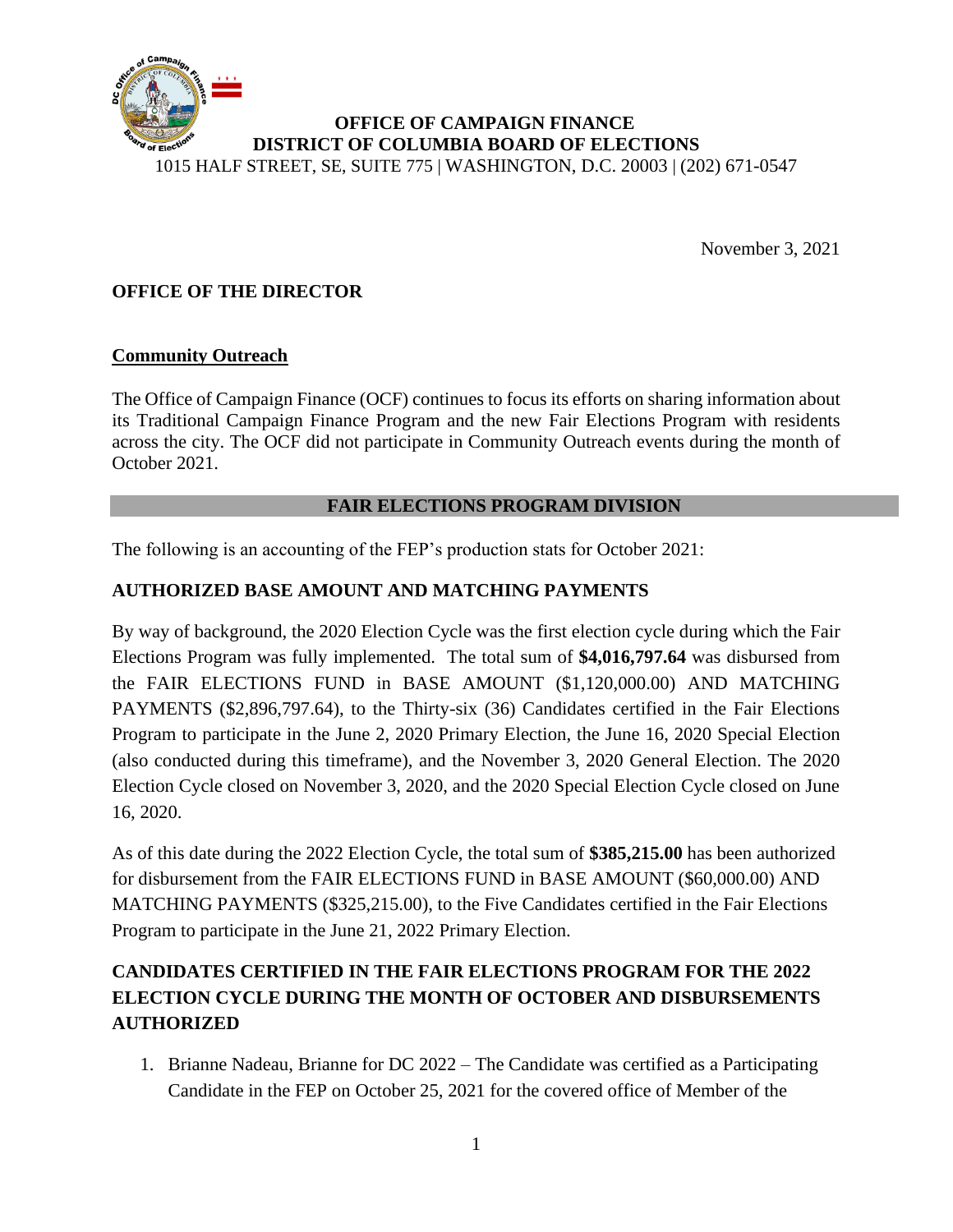**OFFICE OF CAMPAIGN FINANCE**
**DISTRICT OF COLUMBIA BOARD OF ELECTIONS**
1015 HALF STREET, SE, SUITE 775 | WASHINGTON, D.C. 20003 | (202) 671-0547

November 3, 2021

## OFFICE OF THE DIRECTOR

### Community Outreach

The Office of Campaign Finance (OCF) continues to focus its efforts on sharing information about its Traditional Campaign Finance Program and the new Fair Elections Program with residents across the city. The OCF did not participate in Community Outreach events during the month of October 2021.

## FAIR ELECTIONS PROGRAM DIVISION

The following is an accounting of the FEP's production stats for October 2021:

### AUTHORIZED BASE AMOUNT AND MATCHING PAYMENTS

By way of background, the 2020 Election Cycle was the first election cycle during which the Fair Elections Program was fully implemented. The total sum of **$4,016,797.64** was disbursed from the FAIR ELECTIONS FUND in BASE AMOUNT ($1,120,000.00) AND MATCHING PAYMENTS ($2,896,797.64), to the Thirty-six (36) Candidates certified in the Fair Elections Program to participate in the June 2, 2020 Primary Election, the June 16, 2020 Special Election (also conducted during this timeframe), and the November 3, 2020 General Election. The 2020 Election Cycle closed on November 3, 2020, and the 2020 Special Election Cycle closed on June 16, 2020.

As of this date during the 2022 Election Cycle, the total sum of **$385,215.00** has been authorized for disbursement from the FAIR ELECTIONS FUND in BASE AMOUNT ($60,000.00) AND MATCHING PAYMENTS ($325,215.00), to the Five Candidates certified in the Fair Elections Program to participate in the June 21, 2022 Primary Election.

### CANDIDATES CERTIFIED IN THE FAIR ELECTIONS PROGRAM FOR THE 2022 ELECTION CYCLE DURING THE MONTH OF OCTOBER AND DISBURSEMENTS AUTHORIZED

1. Brianne Nadeau, Brianne for DC 2022 – The Candidate was certified as a Participating Candidate in the FEP on October 25, 2021 for the covered office of Member of the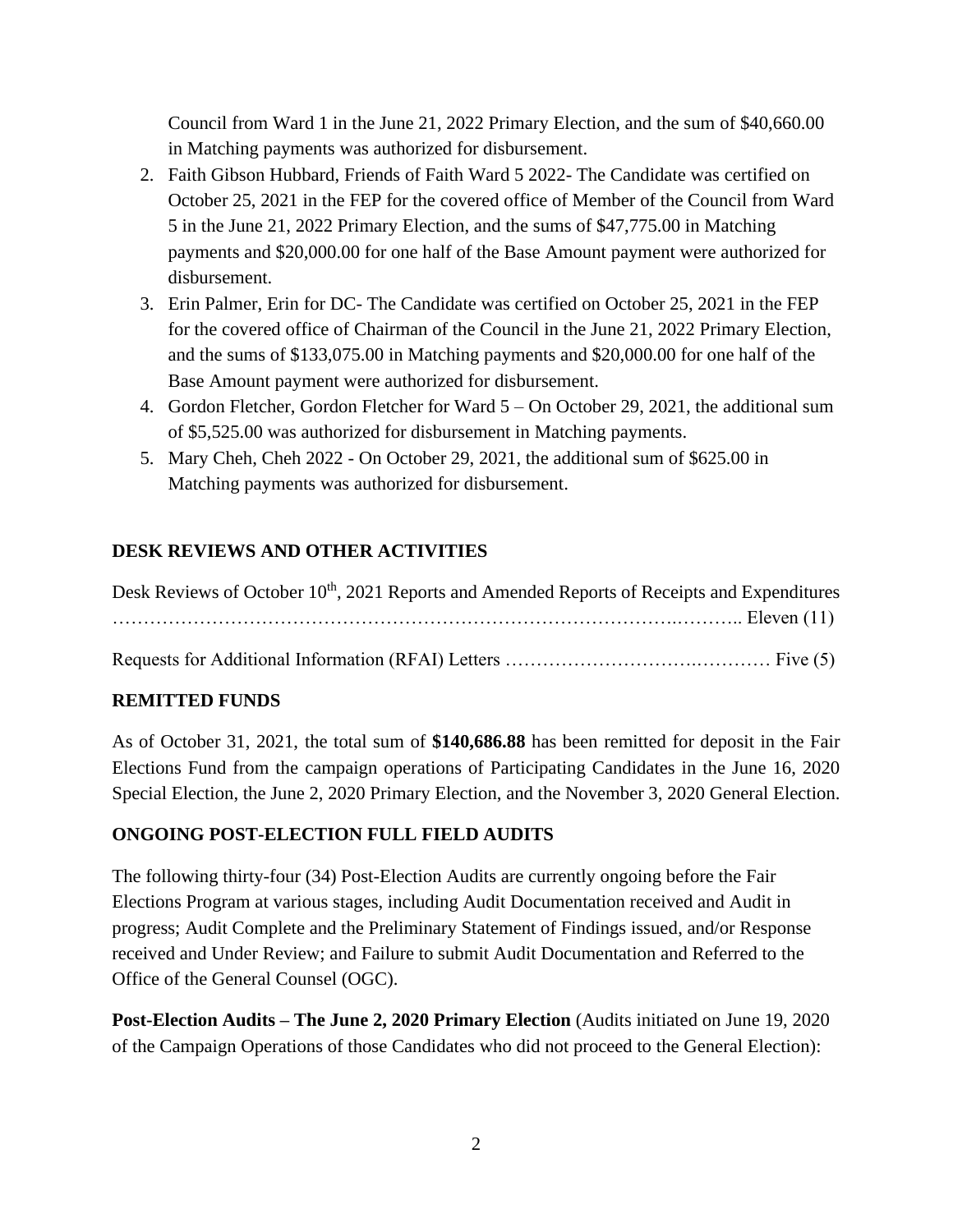Council from Ward 1 in the June 21, 2022 Primary Election, and the sum of $40,660.00 in Matching payments was authorized for disbursement.

2. Faith Gibson Hubbard, Friends of Faith Ward 5 2022- The Candidate was certified on October 25, 2021 in the FEP for the covered office of Member of the Council from Ward 5 in the June 21, 2022 Primary Election, and the sums of $47,775.00 in Matching payments and $20,000.00 for one half of the Base Amount payment were authorized for disbursement.
3. Erin Palmer, Erin for DC- The Candidate was certified on October 25, 2021 in the FEP for the covered office of Chairman of the Council in the June 21, 2022 Primary Election, and the sums of $133,075.00 in Matching payments and $20,000.00 for one half of the Base Amount payment were authorized for disbursement.
4. Gordon Fletcher, Gordon Fletcher for Ward 5 – On October 29, 2021, the additional sum of $5,525.00 was authorized for disbursement in Matching payments.
5. Mary Cheh, Cheh 2022 - On October 29, 2021, the additional sum of $625.00 in Matching payments was authorized for disbursement.

## DESK REVIEWS AND OTHER ACTIVITIES

Desk Reviews of October 10th, 2021 Reports and Amended Reports of Receipts and Expenditures ………………………………………………………………………….……….. Eleven (11)

Requests for Additional Information (RFAI) Letters ……………………….………… Five (5)

## REMITTED FUNDS

As of October 31, 2021, the total sum of **$140,686.88** has been remitted for deposit in the Fair Elections Fund from the campaign operations of Participating Candidates in the June 16, 2020 Special Election, the June 2, 2020 Primary Election, and the November 3, 2020 General Election.

## ONGOING POST-ELECTION FULL FIELD AUDITS

The following thirty-four (34) Post-Election Audits are currently ongoing before the Fair Elections Program at various stages, including Audit Documentation received and Audit in progress; Audit Complete and the Preliminary Statement of Findings issued, and/or Response received and Under Review; and Failure to submit Audit Documentation and Referred to the Office of the General Counsel (OGC).

**Post-Election Audits – The June 2, 2020 Primary Election** (Audits initiated on June 19, 2020 of the Campaign Operations of those Candidates who did not proceed to the General Election):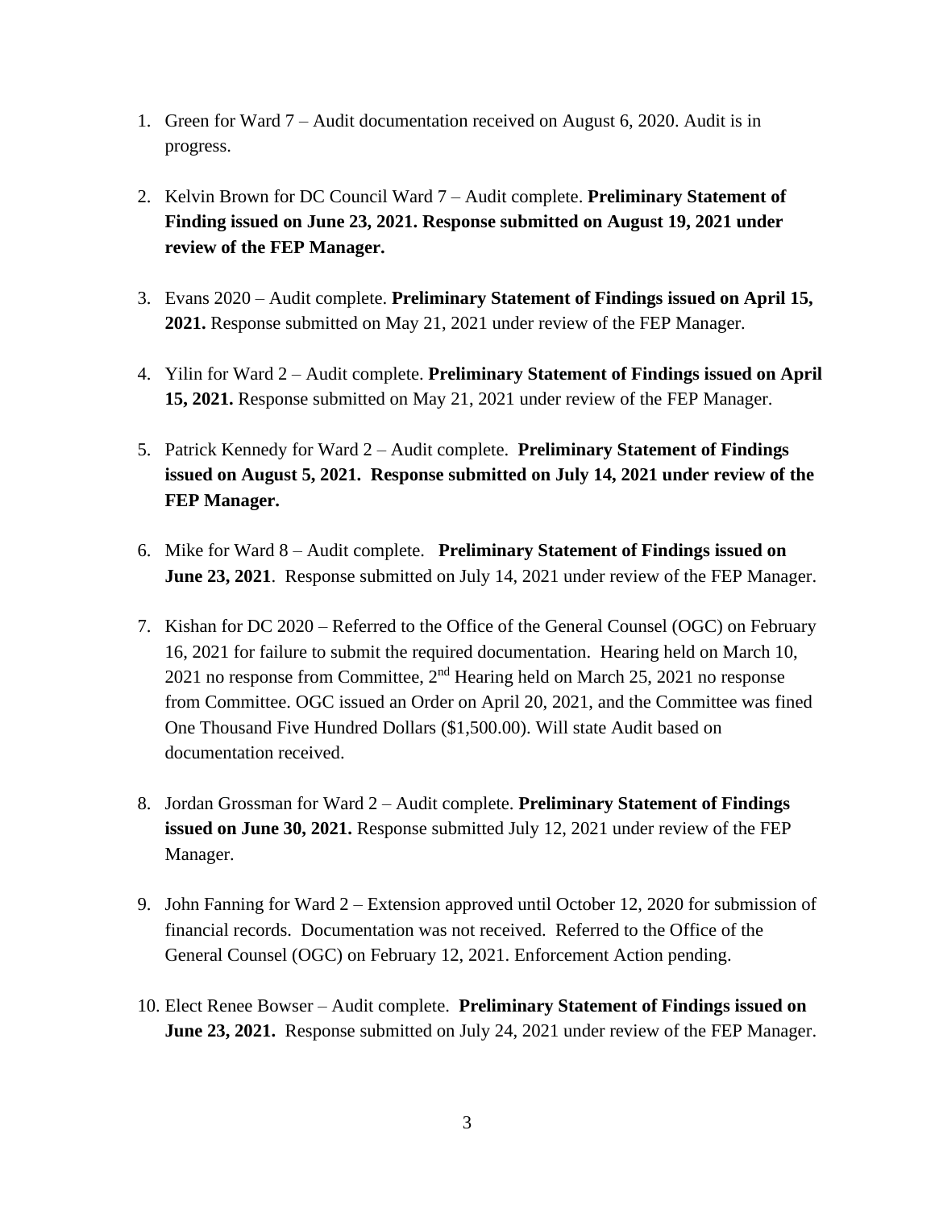1. Green for Ward 7 – Audit documentation received on August 6, 2020. Audit is in progress.

2. Kelvin Brown for DC Council Ward 7 – Audit complete. **Preliminary Statement of Finding issued on June 23, 2021. Response submitted on August 19, 2021 under review of the FEP Manager.**

3. Evans 2020 – Audit complete. **Preliminary Statement of Findings issued on April 15, 2021.** Response submitted on May 21, 2021 under review of the FEP Manager.

4. Yilin for Ward 2 – Audit complete. **Preliminary Statement of Findings issued on April 15, 2021.** Response submitted on May 21, 2021 under review of the FEP Manager.

5. Patrick Kennedy for Ward 2 – Audit complete. **Preliminary Statement of Findings issued on August 5, 2021. Response submitted on July 14, 2021 under review of the FEP Manager.**

6. Mike for Ward 8 – Audit complete. **Preliminary Statement of Findings issued on June 23, 2021**. Response submitted on July 14, 2021 under review of the FEP Manager.

7. Kishan for DC 2020 – Referred to the Office of the General Counsel (OGC) on February 16, 2021 for failure to submit the required documentation. Hearing held on March 10, 2021 no response from Committee, 2nd Hearing held on March 25, 2021 no response from Committee. OGC issued an Order on April 20, 2021, and the Committee was fined One Thousand Five Hundred Dollars ($1,500.00). Will state Audit based on documentation received.

8. Jordan Grossman for Ward 2 – Audit complete. **Preliminary Statement of Findings issued on June 30, 2021.** Response submitted July 12, 2021 under review of the FEP Manager.

9. John Fanning for Ward 2 – Extension approved until October 12, 2020 for submission of financial records. Documentation was not received. Referred to the Office of the General Counsel (OGC) on February 12, 2021. Enforcement Action pending.

10. Elect Renee Bowser – Audit complete. **Preliminary Statement of Findings issued on June 23, 2021.** Response submitted on July 24, 2021 under review of the FEP Manager.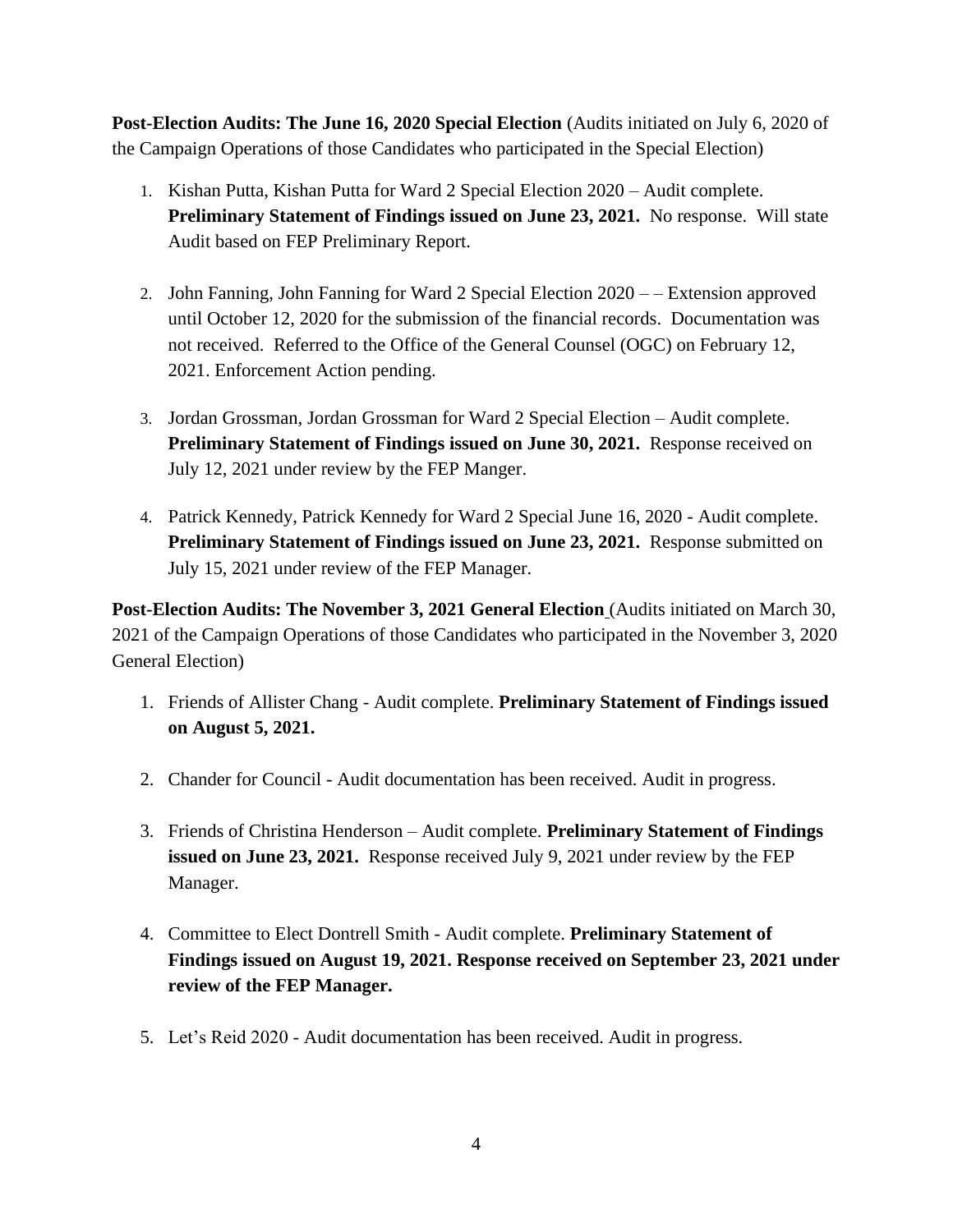**Post-Election Audits: The June 16, 2020 Special Election** (Audits initiated on July 6, 2020 of the Campaign Operations of those Candidates who participated in the Special Election)

1. Kishan Putta, Kishan Putta for Ward 2 Special Election 2020 – Audit complete. **Preliminary Statement of Findings issued on June 23, 2021.** No response. Will state Audit based on FEP Preliminary Report.

2. John Fanning, John Fanning for Ward 2 Special Election 2020 – – Extension approved until October 12, 2020 for the submission of the financial records. Documentation was not received. Referred to the Office of the General Counsel (OGC) on February 12, 2021. Enforcement Action pending.

3. Jordan Grossman, Jordan Grossman for Ward 2 Special Election – Audit complete. **Preliminary Statement of Findings issued on June 30, 2021.** Response received on July 12, 2021 under review by the FEP Manger.

4. Patrick Kennedy, Patrick Kennedy for Ward 2 Special June 16, 2020 - Audit complete. **Preliminary Statement of Findings issued on June 23, 2021.** Response submitted on July 15, 2021 under review of the FEP Manager.

**Post-Election Audits: The November 3, 2021 General Election** (Audits initiated on March 30, 2021 of the Campaign Operations of those Candidates who participated in the November 3, 2020 General Election)

1. Friends of Allister Chang - Audit complete. **Preliminary Statement of Findings issued on August 5, 2021.**

2. Chander for Council - Audit documentation has been received. Audit in progress.

3. Friends of Christina Henderson – Audit complete. **Preliminary Statement of Findings issued on June 23, 2021.** Response received July 9, 2021 under review by the FEP Manager.

4. Committee to Elect Dontrell Smith - Audit complete. **Preliminary Statement of Findings issued on August 19, 2021. Response received on September 23, 2021 under review of the FEP Manager.**

5. Let's Reid 2020 - Audit documentation has been received. Audit in progress.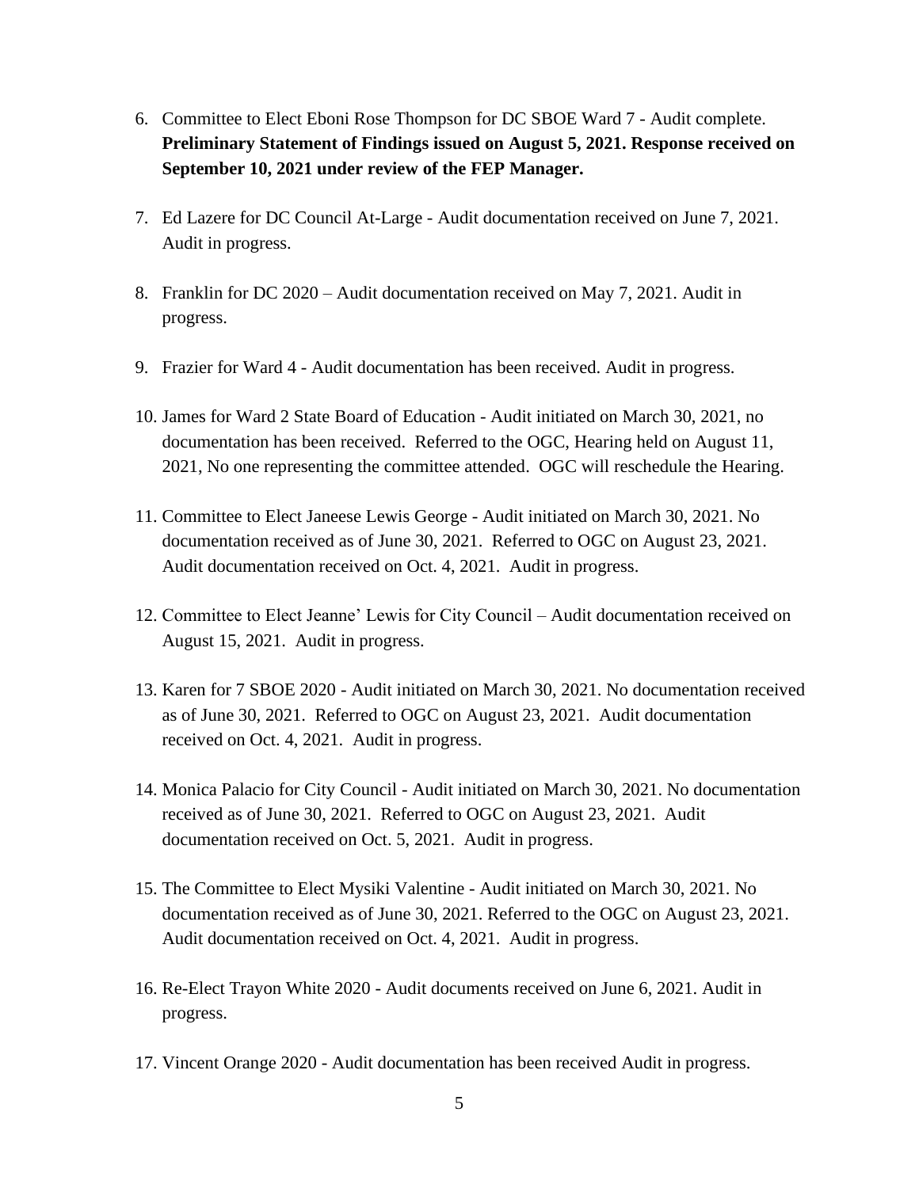6. Committee to Elect Eboni Rose Thompson for DC SBOE Ward 7 - Audit complete. **Preliminary Statement of Findings issued on August 5, 2021. Response received on September 10, 2021 under review of the FEP Manager.**

7. Ed Lazere for DC Council At-Large - Audit documentation received on June 7, 2021. Audit in progress.

8. Franklin for DC 2020 – Audit documentation received on May 7, 2021. Audit in progress.

9. Frazier for Ward 4 - Audit documentation has been received. Audit in progress.

10. James for Ward 2 State Board of Education - Audit initiated on March 30, 2021, no documentation has been received. Referred to the OGC, Hearing held on August 11, 2021, No one representing the committee attended. OGC will reschedule the Hearing.

11. Committee to Elect Janeese Lewis George - Audit initiated on March 30, 2021. No documentation received as of June 30, 2021. Referred to OGC on August 23, 2021. Audit documentation received on Oct. 4, 2021. Audit in progress.

12. Committee to Elect Jeanne' Lewis for City Council – Audit documentation received on August 15, 2021. Audit in progress.

13. Karen for 7 SBOE 2020 - Audit initiated on March 30, 2021. No documentation received as of June 30, 2021. Referred to OGC on August 23, 2021. Audit documentation received on Oct. 4, 2021. Audit in progress.

14. Monica Palacio for City Council - Audit initiated on March 30, 2021. No documentation received as of June 30, 2021. Referred to OGC on August 23, 2021. Audit documentation received on Oct. 5, 2021. Audit in progress.

15. The Committee to Elect Mysiki Valentine - Audit initiated on March 30, 2021. No documentation received as of June 30, 2021. Referred to the OGC on August 23, 2021. Audit documentation received on Oct. 4, 2021. Audit in progress.

16. Re-Elect Trayon White 2020 - Audit documents received on June 6, 2021. Audit in progress.

17. Vincent Orange 2020 - Audit documentation has been received Audit in progress.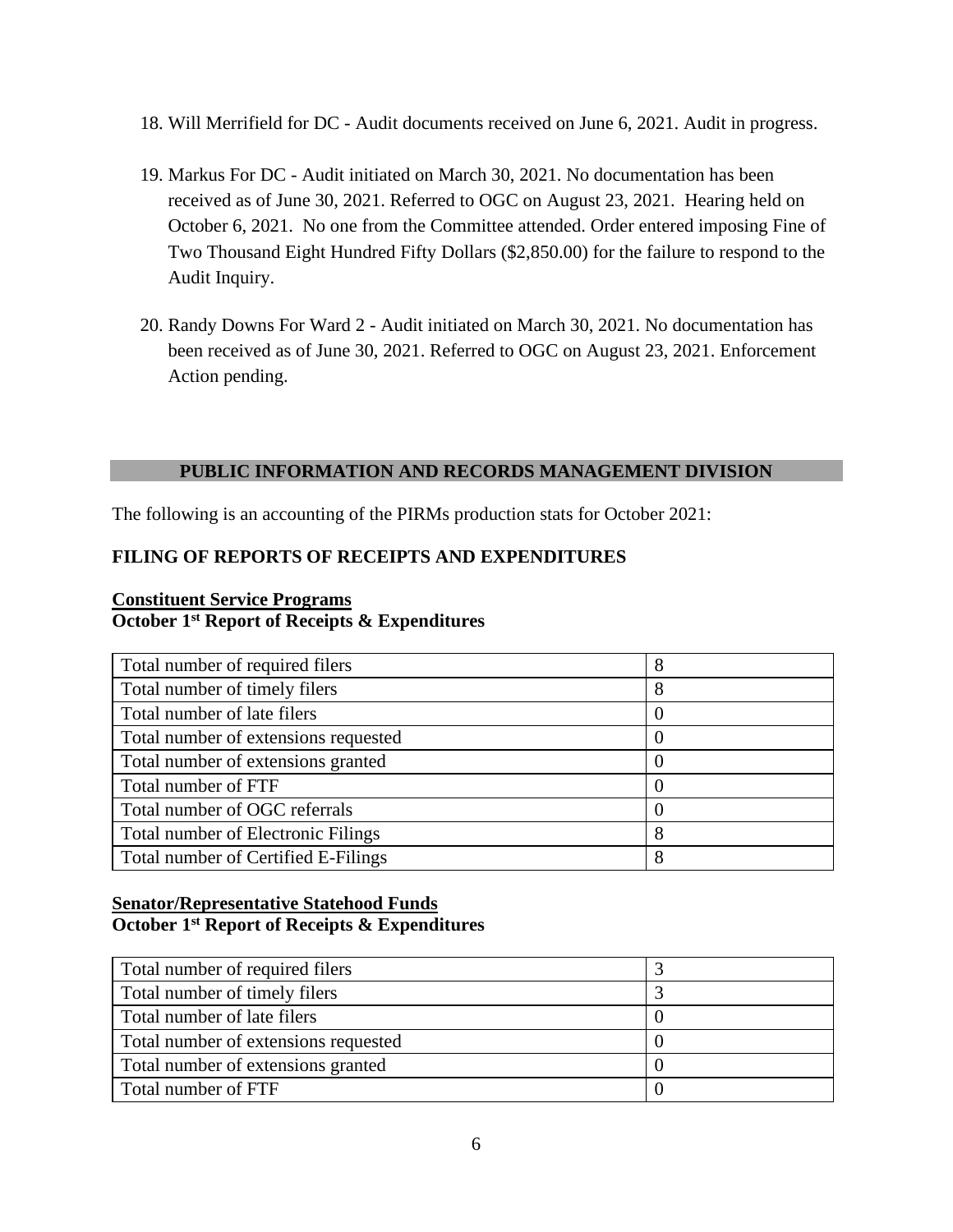18. Will Merrifield for DC - Audit documents received on June 6, 2021. Audit in progress.

19. Markus For DC - Audit initiated on March 30, 2021. No documentation has been received as of June 30, 2021. Referred to OGC on August 23, 2021. Hearing held on October 6, 2021. No one from the Committee attended. Order entered imposing Fine of Two Thousand Eight Hundred Fifty Dollars ($2,850.00) for the failure to respond to the Audit Inquiry.

20. Randy Downs For Ward 2 - Audit initiated on March 30, 2021. No documentation has been received as of June 30, 2021. Referred to OGC on August 23, 2021. Enforcement Action pending.

## PUBLIC INFORMATION AND RECORDS MANAGEMENT DIVISION

The following is an accounting of the PIRMs production stats for October 2021:

### FILING OF REPORTS OF RECEIPTS AND EXPENDITURES

**Constituent Service Programs**
**October 1st Report of Receipts & Expenditures**

| | |
|---|---|
| Total number of required filers | 8 |
| Total number of timely filers | 8 |
| Total number of late filers | 0 |
| Total number of extensions requested | 0 |
| Total number of extensions granted | 0 |
| Total number of FTF | 0 |
| Total number of OGC referrals | 0 |
| Total number of Electronic Filings | 8 |
| Total number of Certified E-Filings | 8 |

**Senator/Representative Statehood Funds**
**October 1st Report of Receipts & Expenditures**

| | |
|---|---|
| Total number of required filers | 3 |
| Total number of timely filers | 3 |
| Total number of late filers | 0 |
| Total number of extensions requested | 0 |
| Total number of extensions granted | 0 |
| Total number of FTF | 0 |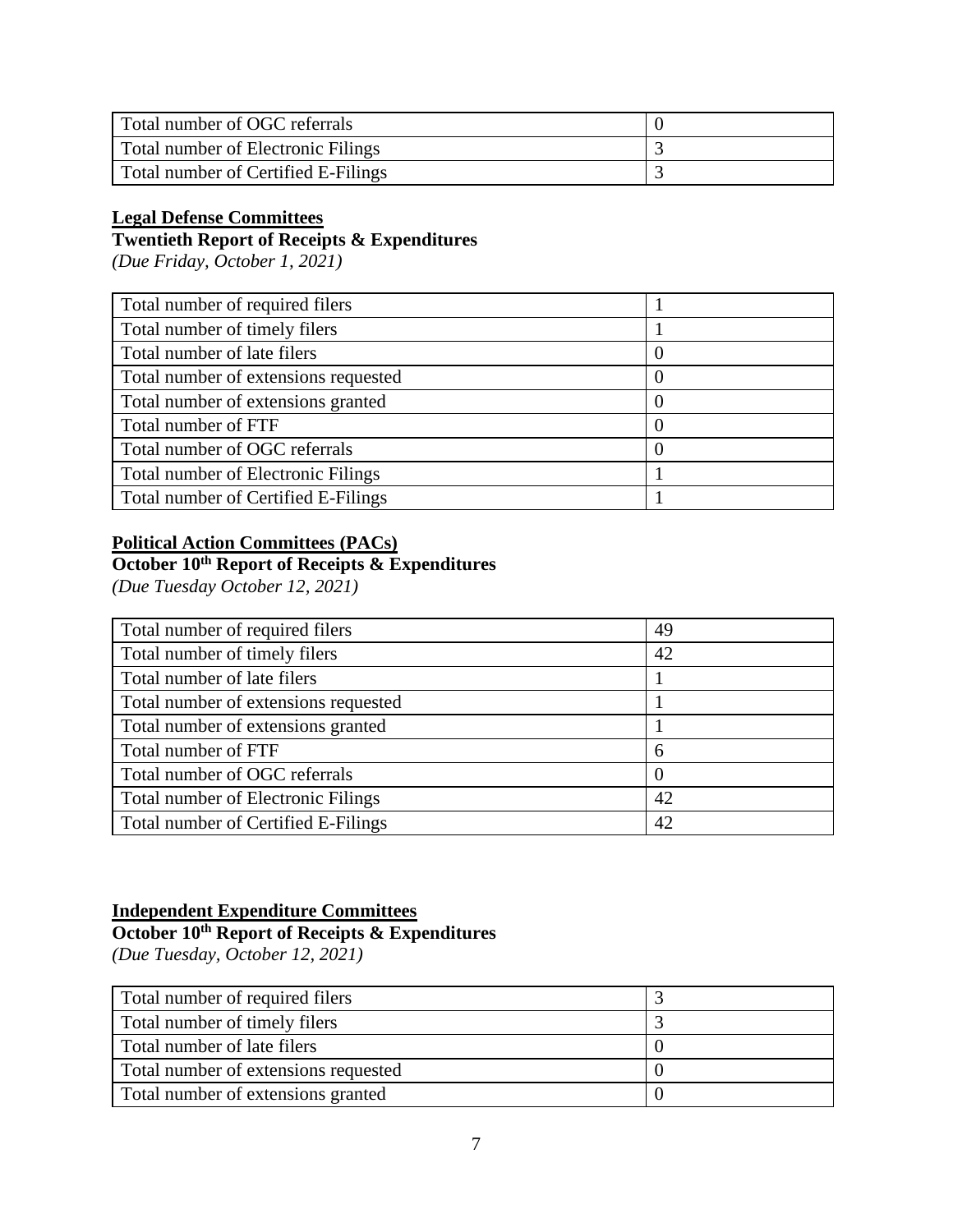| Total number of OGC referrals | 0 |
|---|---|
| Total number of Electronic Filings | 3 |
| Total number of Certified E-Filings | 3 |

**Legal Defense Committees**

**Twentieth Report of Receipts & Expenditures**

*(Due Friday, October 1, 2021)*

| Total number of required filers | 1 |
|---|---|
| Total number of timely filers | 1 |
| Total number of late filers | 0 |
| Total number of extensions requested | 0 |
| Total number of extensions granted | 0 |
| Total number of FTF | 0 |
| Total number of OGC referrals | 0 |
| Total number of Electronic Filings | 1 |
| Total number of Certified E-Filings | 1 |

**Political Action Committees (PACs)**

**October 10th Report of Receipts & Expenditures**

*(Due Tuesday October 12, 2021)*

| Total number of required filers | 49 |
|---|---|
| Total number of timely filers | 42 |
| Total number of late filers | 1 |
| Total number of extensions requested | 1 |
| Total number of extensions granted | 1 |
| Total number of FTF | 6 |
| Total number of OGC referrals | 0 |
| Total number of Electronic Filings | 42 |
| Total number of Certified E-Filings | 42 |

**Independent Expenditure Committees**

**October 10th Report of Receipts & Expenditures**

*(Due Tuesday, October 12, 2021)*

| Total number of required filers | 3 |
|---|---|
| Total number of timely filers | 3 |
| Total number of late filers | 0 |
| Total number of extensions requested | 0 |
| Total number of extensions granted | 0 |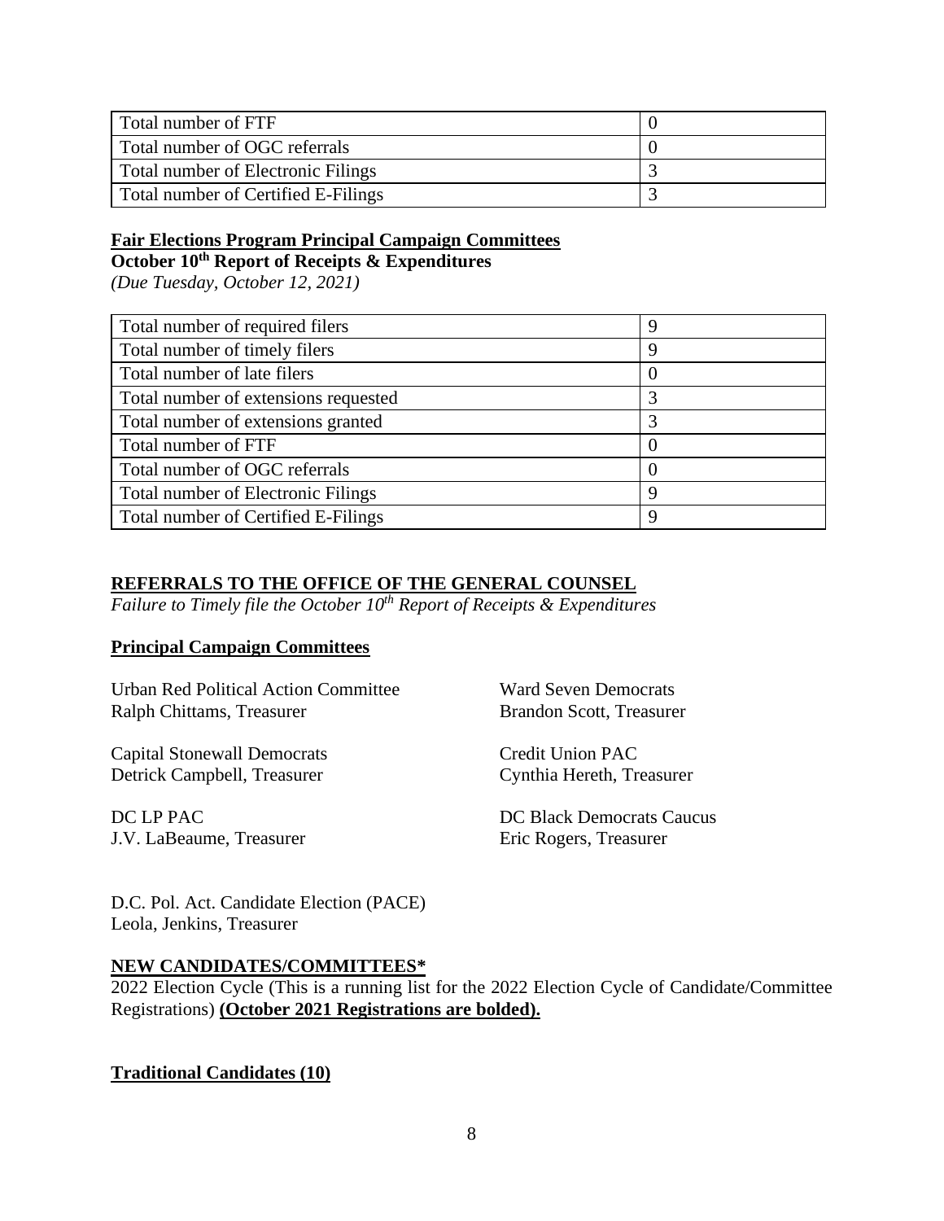| Total number of FTF | 0 |
|---|---|
| Total number of OGC referrals | 0 |
| Total number of Electronic Filings | 3 |
| Total number of Certified E-Filings | 3 |

**Fair Elections Program Principal Campaign Committees**

**October 10th Report of Receipts & Expenditures**

*(Due Tuesday, October 12, 2021)*

| Total number of required filers | 9 |
|---|---|
| Total number of timely filers | 9 |
| Total number of late filers | 0 |
| Total number of extensions requested | 3 |
| Total number of extensions granted | 3 |
| Total number of FTF | 0 |
| Total number of OGC referrals | 0 |
| Total number of Electronic Filings | 9 |
| Total number of Certified E-Filings | 9 |

## REFERRALS TO THE OFFICE OF THE GENERAL COUNSEL

*Failure to Timely file the October 10th Report of Receipts & Expenditures*

### Principal Campaign Committees

Urban Red Political Action Committee
Ralph Chittams, Treasurer

Ward Seven Democrats
Brandon Scott, Treasurer

Capital Stonewall Democrats
Detrick Campbell, Treasurer

Credit Union PAC
Cynthia Hereth, Treasurer

DC LP PAC
J.V. LaBeaume, Treasurer

DC Black Democrats Caucus
Eric Rogers, Treasurer

D.C. Pol. Act. Candidate Election (PACE)
Leola, Jenkins, Treasurer

## NEW CANDIDATES/COMMITTEES*

2022 Election Cycle (This is a running list for the 2022 Election Cycle of Candidate/Committee Registrations) **(October 2021 Registrations are bolded).**

### Traditional Candidates (10)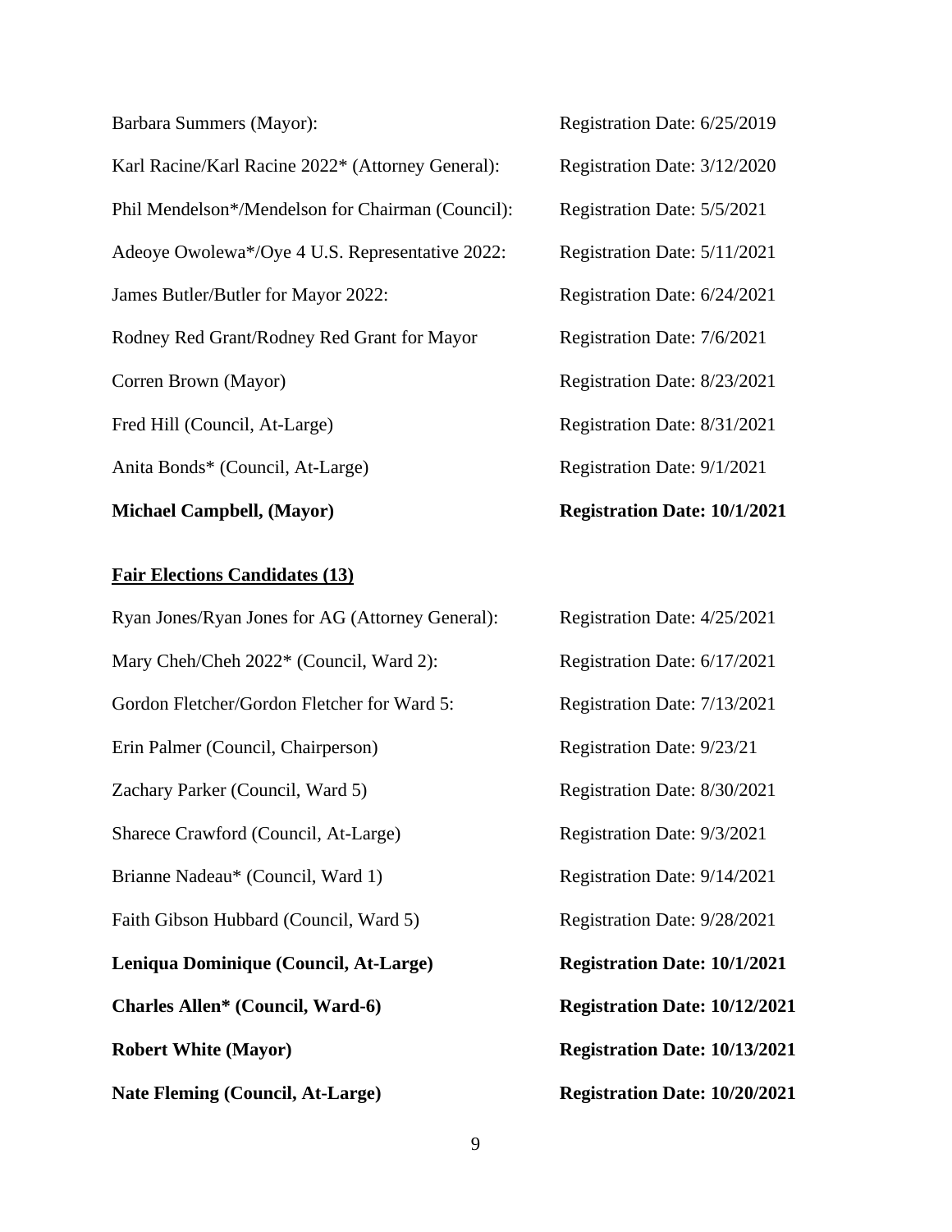Barbara Summers (Mayor): Registration Date: 6/25/2019

Karl Racine/Karl Racine 2022* (Attorney General): Registration Date: 3/12/2020

Phil Mendelson*/Mendelson for Chairman (Council): Registration Date: 5/5/2021

Adeoye Owolewa*/Oye 4 U.S. Representative 2022: Registration Date: 5/11/2021

James Butler/Butler for Mayor 2022: Registration Date: 6/24/2021

Rodney Red Grant/Rodney Red Grant for Mayor Registration Date: 7/6/2021

Corren Brown (Mayor) Registration Date: 8/23/2021

Fred Hill (Council, At-Large) Registration Date: 8/31/2021

Anita Bonds* (Council, At-Large) Registration Date: 9/1/2021

**Michael Campbell, (Mayor) Registration Date: 10/1/2021**

**<u>Fair Elections Candidates (13)</u>**

Ryan Jones/Ryan Jones for AG (Attorney General): Registration Date: 4/25/2021

Mary Cheh/Cheh 2022* (Council, Ward 2): Registration Date: 6/17/2021

Gordon Fletcher/Gordon Fletcher for Ward 5: Registration Date: 7/13/2021

Erin Palmer (Council, Chairperson) Registration Date: 9/23/21

Zachary Parker (Council, Ward 5) Registration Date: 8/30/2021

Sharece Crawford (Council, At-Large) Registration Date: 9/3/2021

Brianne Nadeau* (Council, Ward 1) Registration Date: 9/14/2021

Faith Gibson Hubbard (Council, Ward 5) Registration Date: 9/28/2021

**Leniqua Dominique (Council, At-Large) Registration Date: 10/1/2021**

**Charles Allen* (Council, Ward-6) Registration Date: 10/12/2021**

**Robert White (Mayor) Registration Date: 10/13/2021**

**Nate Fleming (Council, At-Large) Registration Date: 10/20/2021**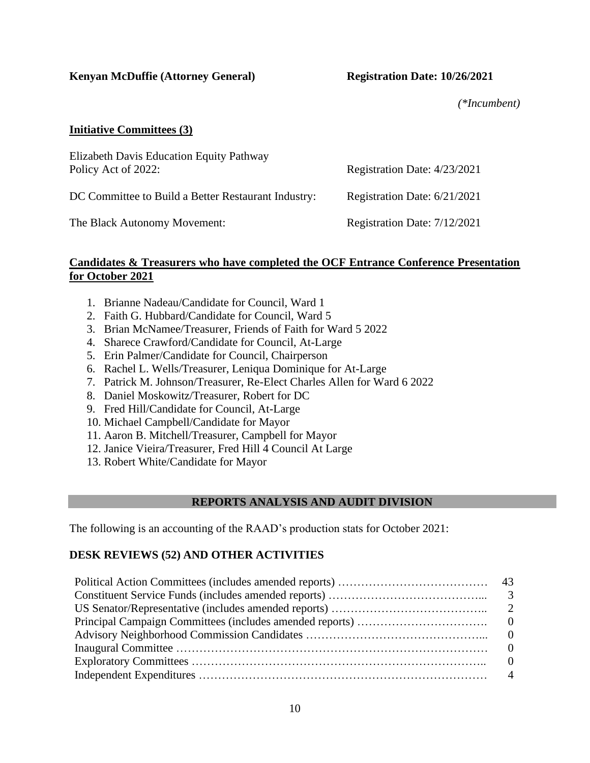**Kenyan McDuffie (Attorney General)** **Registration Date: 10/26/2021**

*(\*Incumbent)*

**Initiative Committees (3)**

| | |
|---|---|
| Elizabeth Davis Education Equity Pathway Policy Act of 2022: | Registration Date: 4/23/2021 |
| DC Committee to Build a Better Restaurant Industry: | Registration Date: 6/21/2021 |
| The Black Autonomy Movement: | Registration Date: 7/12/2021 |

**Candidates & Treasurers who have completed the OCF Entrance Conference Presentation for October 2021**

1. Brianne Nadeau/Candidate for Council, Ward 1
2. Faith G. Hubbard/Candidate for Council, Ward 5
3. Brian McNamee/Treasurer, Friends of Faith for Ward 5 2022
4. Sharece Crawford/Candidate for Council, At-Large
5. Erin Palmer/Candidate for Council, Chairperson
6. Rachel L. Wells/Treasurer, Leniqua Dominique for At-Large
7. Patrick M. Johnson/Treasurer, Re-Elect Charles Allen for Ward 6 2022
8. Daniel Moskowitz/Treasurer, Robert for DC
9. Fred Hill/Candidate for Council, At-Large
10. Michael Campbell/Candidate for Mayor
11. Aaron B. Mitchell/Treasurer, Campbell for Mayor
12. Janice Vieira/Treasurer, Fred Hill 4 Council At Large
13. Robert White/Candidate for Mayor

## REPORTS ANALYSIS AND AUDIT DIVISION

The following is an accounting of the RAAD's production stats for October 2021:

**DESK REVIEWS (52) AND OTHER ACTIVITIES**

| | |
|---|---|
| Political Action Committees (includes amended reports) | 43 |
| Constituent Service Funds (includes amended reports) | 3 |
| US Senator/Representative (includes amended reports) | 2 |
| Principal Campaign Committees (includes amended reports) | 0 |
| Advisory Neighborhood Commission Candidates | 0 |
| Inaugural Committee | 0 |
| Exploratory Committees | 0 |
| Independent Expenditures | 4 |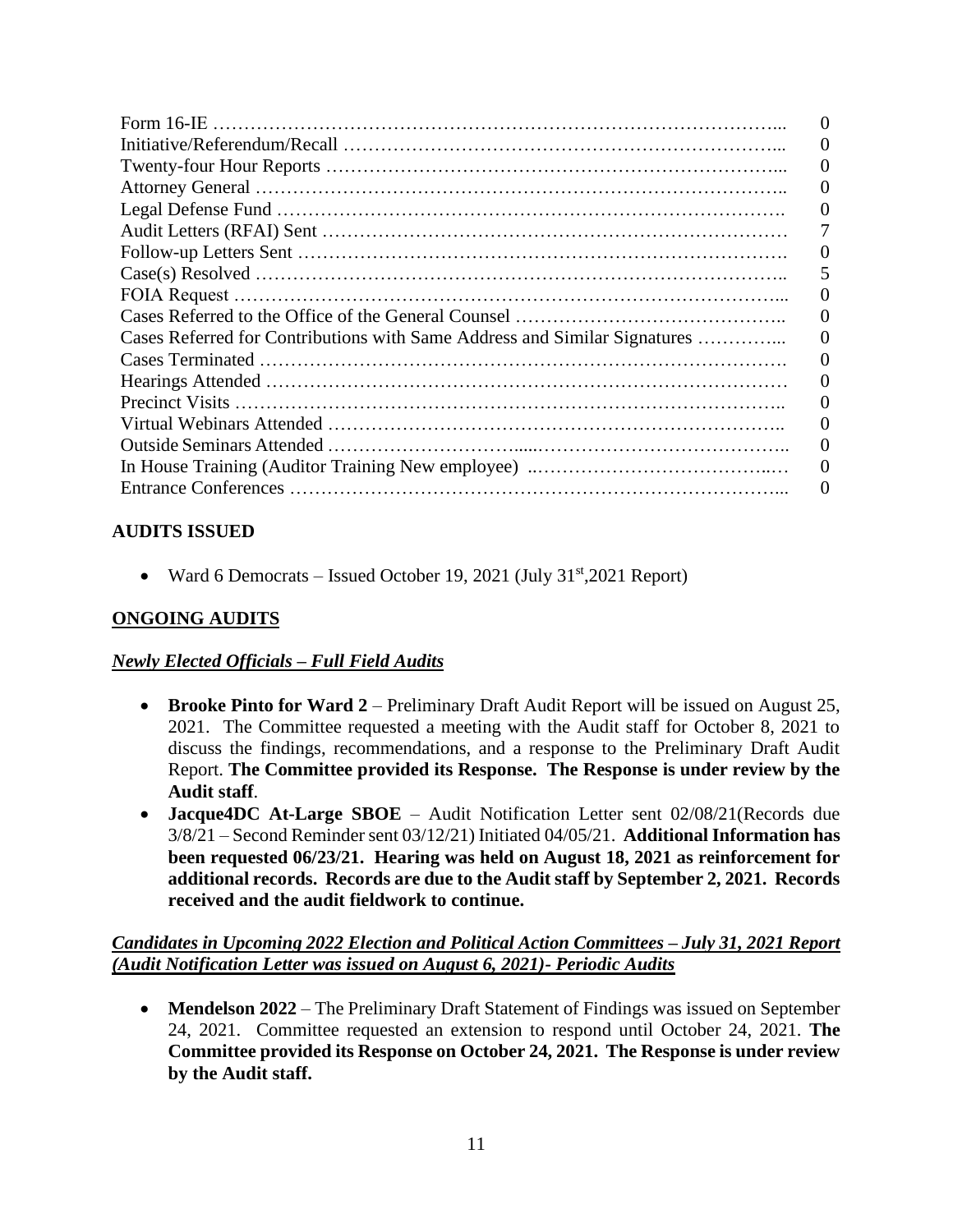| | |
|---|---|
| Form 16-IE | 0 |
| Initiative/Referendum/Recall | 0 |
| Twenty-four Hour Reports | 0 |
| Attorney General | 0 |
| Legal Defense Fund | 0 |
| Audit Letters (RFAI) Sent | 7 |
| Follow-up Letters Sent | 0 |
| Case(s) Resolved | 5 |
| FOIA Request | 0 |
| Cases Referred to the Office of the General Counsel | 0 |
| Cases Referred for Contributions with Same Address and Similar Signatures | 0 |
| Cases Terminated | 0 |
| Hearings Attended | 0 |
| Precinct Visits | 0 |
| Virtual Webinars Attended | 0 |
| Outside Seminars Attended | 0 |
| In House Training (Auditor Training New employee) | 0 |
| Entrance Conferences | 0 |

**AUDITS ISSUED**

- Ward 6 Democrats – Issued October 19, 2021 (July 31st,2021 Report)

**ONGOING AUDITS**

***Newly Elected Officials – Full Field Audits***

- **Brooke Pinto for Ward 2** – Preliminary Draft Audit Report will be issued on August 25, 2021. The Committee requested a meeting with the Audit staff for October 8, 2021 to discuss the findings, recommendations, and a response to the Preliminary Draft Audit Report. **The Committee provided its Response. The Response is under review by the Audit staff**.
- **Jacque4DC At-Large SBOE** – Audit Notification Letter sent 02/08/21(Records due 3/8/21 – Second Reminder sent 03/12/21) Initiated 04/05/21. **Additional Information has been requested 06/23/21. Hearing was held on August 18, 2021 as reinforcement for additional records. Records are due to the Audit staff by September 2, 2021. Records received and the audit fieldwork to continue.**

***Candidates in Upcoming 2022 Election and Political Action Committees – July 31, 2021 Report (Audit Notification Letter was issued on August 6, 2021)- Periodic Audits***

- **Mendelson 2022** – The Preliminary Draft Statement of Findings was issued on September 24, 2021. Committee requested an extension to respond until October 24, 2021. **The Committee provided its Response on October 24, 2021. The Response is under review by the Audit staff.**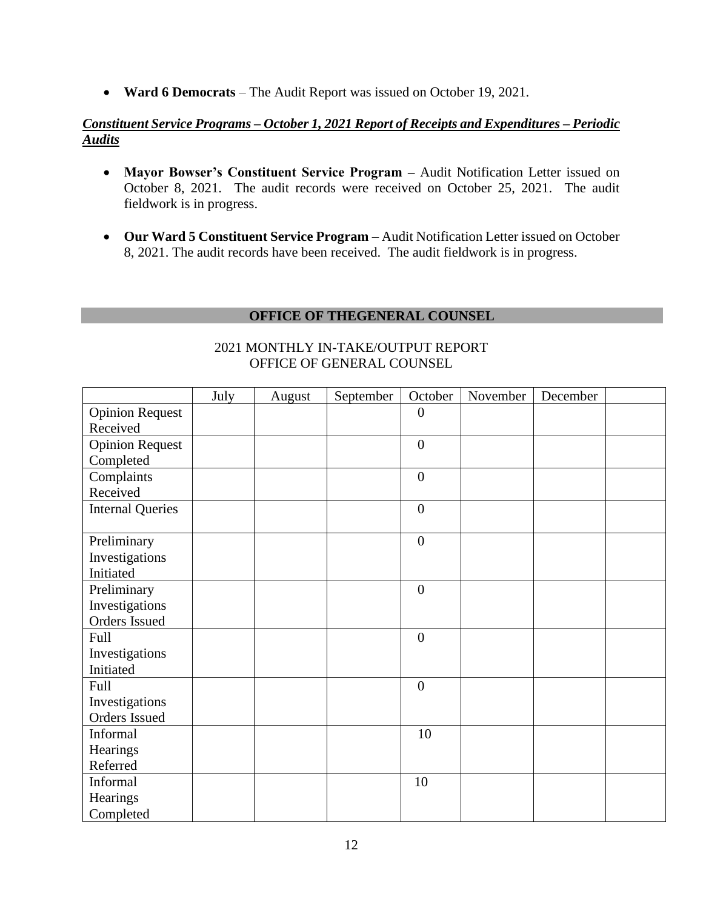- **Ward 6 Democrats** – The Audit Report was issued on October 19, 2021.

***Constituent Service Programs – October 1, 2021 Report of Receipts and Expenditures – Periodic Audits***

- **Mayor Bowser's Constituent Service Program –** Audit Notification Letter issued on October 8, 2021. The audit records were received on October 25, 2021. The audit fieldwork is in progress.

- **Our Ward 5 Constituent Service Program** – Audit Notification Letter issued on October 8, 2021. The audit records have been received. The audit fieldwork is in progress.

## OFFICE OF THEGENERAL COUNSEL

2021 MONTHLY IN-TAKE/OUTPUT REPORT
OFFICE OF GENERAL COUNSEL

| | July | August | September | October | November | December | |
|---|---|---|---|---|---|---|---|
| Opinion Request Received | | | | 0 | | | |
| Opinion Request Completed | | | | 0 | | | |
| Complaints Received | | | | 0 | | | |
| Internal Queries | | | | 0 | | | |
| Preliminary Investigations Initiated | | | | 0 | | | |
| Preliminary Investigations Orders Issued | | | | 0 | | | |
| Full Investigations Initiated | | | | 0 | | | |
| Full Investigations Orders Issued | | | | 0 | | | |
| Informal Hearings Referred | | | | 10 | | | |
| Informal Hearings Completed | | | | 10 | | | |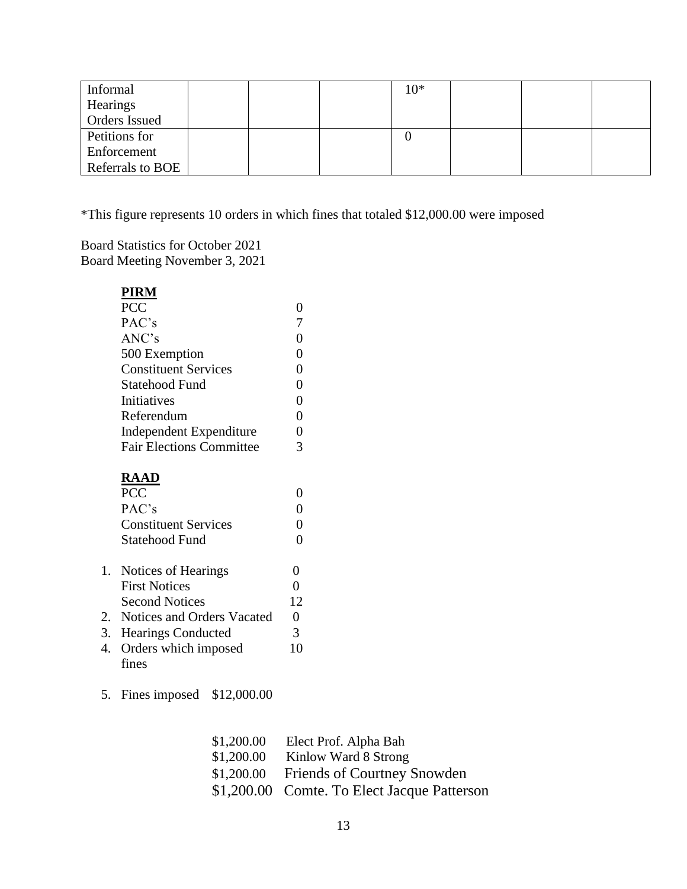| Informal Hearings Orders Issued | | | | 10* | | | |
|---|---|---|---|---|---|---|---|
| Petitions for Enforcement Referrals to BOE | | | | 0 | | | |

*This figure represents 10 orders in which fines that totaled $12,000.00 were imposed

Board Statistics for October 2021
Board Meeting November 3, 2021

**PIRM**

| | |
|---|---|
| PCC | 0 |
| PAC's | 7 |
| ANC's | 0 |
| 500 Exemption | 0 |
| Constituent Services | 0 |
| Statehood Fund | 0 |
| Initiatives | 0 |
| Referendum | 0 |
| Independent Expenditure | 0 |
| Fair Elections Committee | 3 |

**RAAD**

| | |
|---|---|
| PCC | 0 |
| PAC's | 0 |
| Constituent Services | 0 |
| Statehood Fund | 0 |

1. Notices of Hearings 0
   First Notices 0
   Second Notices 12
2. Notices and Orders Vacated 0
3. Hearings Conducted 3
4. Orders which imposed fines 10
5. Fines imposed $12,000.00

| | |
|---|---|
| $1,200.00 | Elect Prof. Alpha Bah |
| $1,200.00 | Kinlow Ward 8 Strong |
| $1,200.00 | Friends of Courtney Snowden |
| $1,200.00 | Comte. To Elect Jacque Patterson |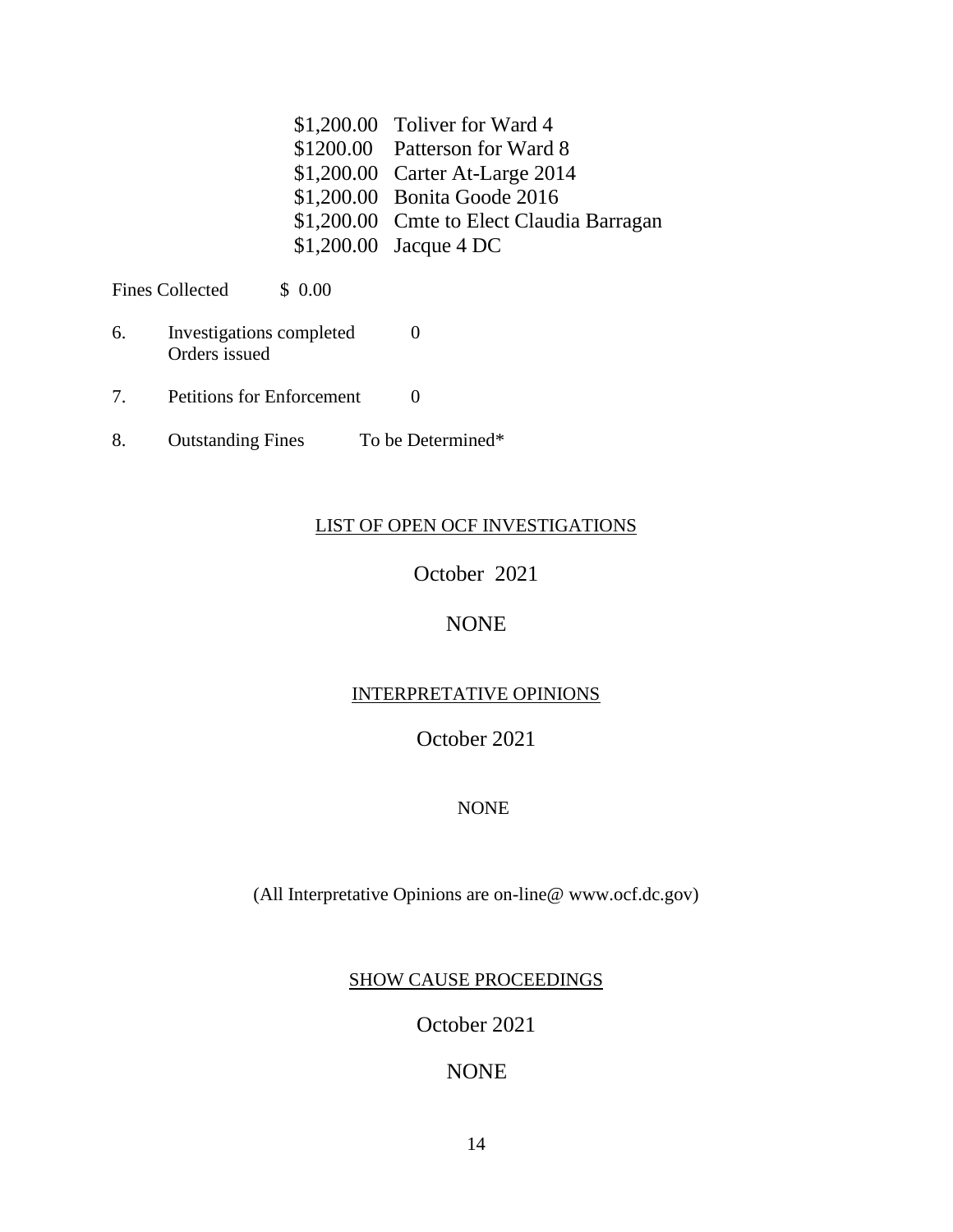| | |
|---|---|
| $1,200.00 | Toliver for Ward 4 |
| $1200.00 | Patterson for Ward 8 |
| $1,200.00 | Carter At-Large 2014 |
| $1,200.00 | Bonita Goode 2016 |
| $1,200.00 | Cmte to Elect Claudia Barragan |
| $1,200.00 | Jacque 4 DC |

Fines Collected $ 0.00

6. Investigations completed 0
   Orders issued

7. Petitions for Enforcement 0

8. Outstanding Fines To be Determined*

## LIST OF OPEN OCF INVESTIGATIONS

October 2021

NONE

## INTERPRETATIVE OPINIONS

October 2021

NONE

(All Interpretative Opinions are on-line@ www.ocf.dc.gov)

## SHOW CAUSE PROCEEDINGS

October 2021

NONE